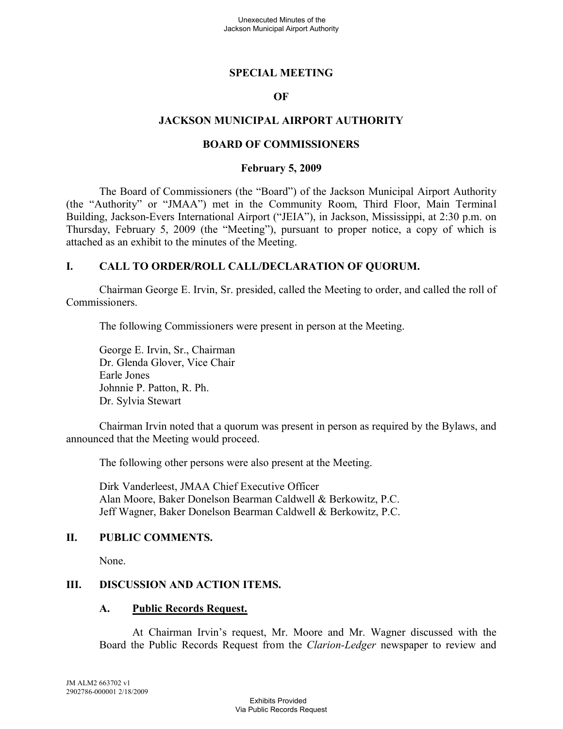# SPECIAL MEETING

# OF

# JACKSON MUNICIPAL AIRPORT AUTHORITY

# BOARD OF COMMISSIONERS

## February 5, 2009

The Board of Commissioners (the "Board") of the Jackson Municipal Airport Authority (the "Authority" or "JMAA") met in the Community Room, Third Floor, Main Terminal Building, Jackson-Evers International Airport ("JEIA"), in Jackson, Mississippi, at 2:30 p.m. on Thursday, February 5, 2009 (the "Meeting"), pursuant to proper notice, a copy of which is attached as an exhibit to the minutes of the Meeting.

## I. CALL TO ORDER/ROLL CALL/DECLARATION OF QUORUM.

Chairman George E. Irvin, Sr. presided, called the Meeting to order, and called the roll of Commissioners.

The following Commissioners were present in person at the Meeting.

George E. Irvin, Sr., Chairman
Dr. Glenda Glover, Vice Chair
Earle Jones
Johnnie P. Patton, R. Ph.
Dr. Sylvia Stewart

Chairman Irvin noted that a quorum was present in person as required by the Bylaws, and announced that the Meeting would proceed.

The following other persons were also present at the Meeting.

Dirk Vanderleest, JMAA Chief Executive Officer
Alan Moore, Baker Donelson Bearman Caldwell & Berkowitz, P.C.
Jeff Wagner, Baker Donelson Bearman Caldwell & Berkowitz, P.C.

## II. PUBLIC COMMENTS.

None.

## III. DISCUSSION AND ACTION ITEMS.

### A. Public Records Request.

At Chairman Irvin's request, Mr. Moore and Mr. Wagner discussed with the Board the Public Records Request from the *Clarion-Ledger* newspaper to review and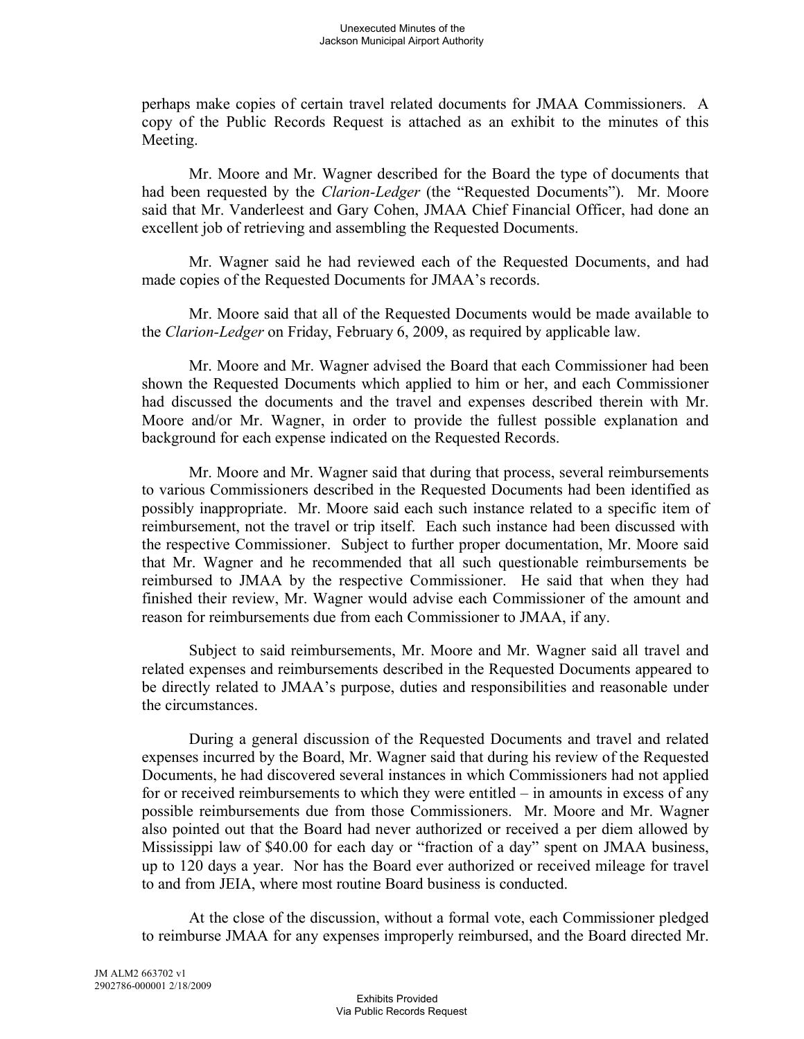perhaps make copies of certain travel related documents for JMAA Commissioners. A copy of the Public Records Request is attached as an exhibit to the minutes of this Meeting.

Mr. Moore and Mr. Wagner described for the Board the type of documents that had been requested by the *Clarion-Ledger* (the "Requested Documents"). Mr. Moore said that Mr. Vanderleest and Gary Cohen, JMAA Chief Financial Officer, had done an excellent job of retrieving and assembling the Requested Documents.

Mr. Wagner said he had reviewed each of the Requested Documents, and had made copies of the Requested Documents for JMAA's records.

Mr. Moore said that all of the Requested Documents would be made available to the *Clarion-Ledger* on Friday, February 6, 2009, as required by applicable law.

Mr. Moore and Mr. Wagner advised the Board that each Commissioner had been shown the Requested Documents which applied to him or her, and each Commissioner had discussed the documents and the travel and expenses described therein with Mr. Moore and/or Mr. Wagner, in order to provide the fullest possible explanation and background for each expense indicated on the Requested Records.

Mr. Moore and Mr. Wagner said that during that process, several reimbursements to various Commissioners described in the Requested Documents had been identified as possibly inappropriate. Mr. Moore said each such instance related to a specific item of reimbursement, not the travel or trip itself. Each such instance had been discussed with the respective Commissioner. Subject to further proper documentation, Mr. Moore said that Mr. Wagner and he recommended that all such questionable reimbursements be reimbursed to JMAA by the respective Commissioner. He said that when they had finished their review, Mr. Wagner would advise each Commissioner of the amount and reason for reimbursements due from each Commissioner to JMAA, if any.

Subject to said reimbursements, Mr. Moore and Mr. Wagner said all travel and related expenses and reimbursements described in the Requested Documents appeared to be directly related to JMAA's purpose, duties and responsibilities and reasonable under the circumstances.

During a general discussion of the Requested Documents and travel and related expenses incurred by the Board, Mr. Wagner said that during his review of the Requested Documents, he had discovered several instances in which Commissioners had not applied for or received reimbursements to which they were entitled – in amounts in excess of any possible reimbursements due from those Commissioners. Mr. Moore and Mr. Wagner also pointed out that the Board had never authorized or received a per diem allowed by Mississippi law of $40.00 for each day or "fraction of a day" spent on JMAA business, up to 120 days a year. Nor has the Board ever authorized or received mileage for travel to and from JEIA, where most routine Board business is conducted.

At the close of the discussion, without a formal vote, each Commissioner pledged to reimburse JMAA for any expenses improperly reimbursed, and the Board directed Mr.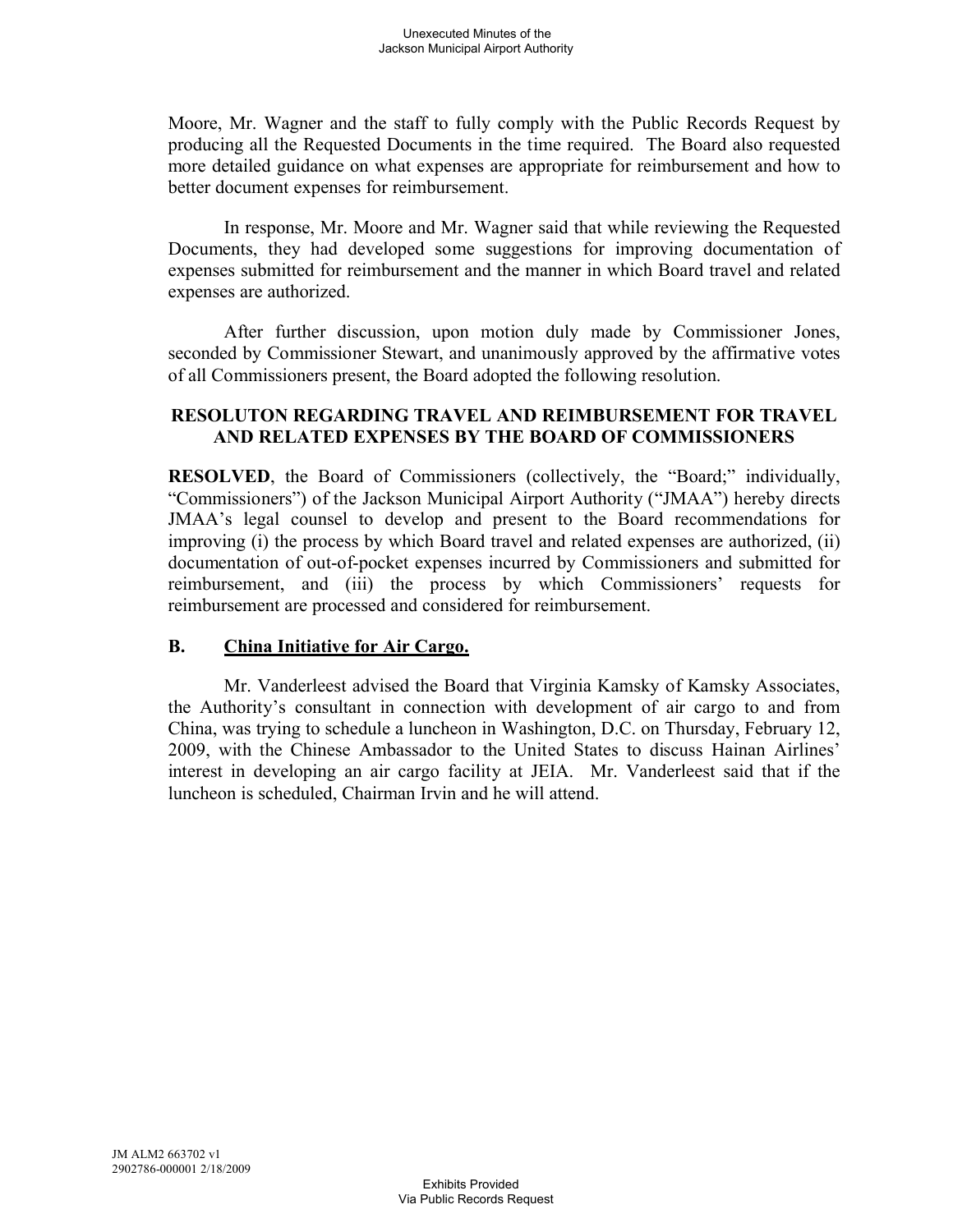Moore, Mr. Wagner and the staff to fully comply with the Public Records Request by producing all the Requested Documents in the time required. The Board also requested more detailed guidance on what expenses are appropriate for reimbursement and how to better document expenses for reimbursement.

In response, Mr. Moore and Mr. Wagner said that while reviewing the Requested Documents, they had developed some suggestions for improving documentation of expenses submitted for reimbursement and the manner in which Board travel and related expenses are authorized.

After further discussion, upon motion duly made by Commissioner Jones, seconded by Commissioner Stewart, and unanimously approved by the affirmative votes of all Commissioners present, the Board adopted the following resolution.

**RESOLUTON REGARDING TRAVEL AND REIMBURSEMENT FOR TRAVEL AND RELATED EXPENSES BY THE BOARD OF COMMISSIONERS**

**RESOLVED**, the Board of Commissioners (collectively, the "Board;" individually, "Commissioners") of the Jackson Municipal Airport Authority ("JMAA") hereby directs JMAA's legal counsel to develop and present to the Board recommendations for improving (i) the process by which Board travel and related expenses are authorized, (ii) documentation of out-of-pocket expenses incurred by Commissioners and submitted for reimbursement, and (iii) the process by which Commissioners' requests for reimbursement are processed and considered for reimbursement.

## B. China Initiative for Air Cargo.

Mr. Vanderleest advised the Board that Virginia Kamsky of Kamsky Associates, the Authority's consultant in connection with development of air cargo to and from China, was trying to schedule a luncheon in Washington, D.C. on Thursday, February 12, 2009, with the Chinese Ambassador to the United States to discuss Hainan Airlines' interest in developing an air cargo facility at JEIA. Mr. Vanderleest said that if the luncheon is scheduled, Chairman Irvin and he will attend.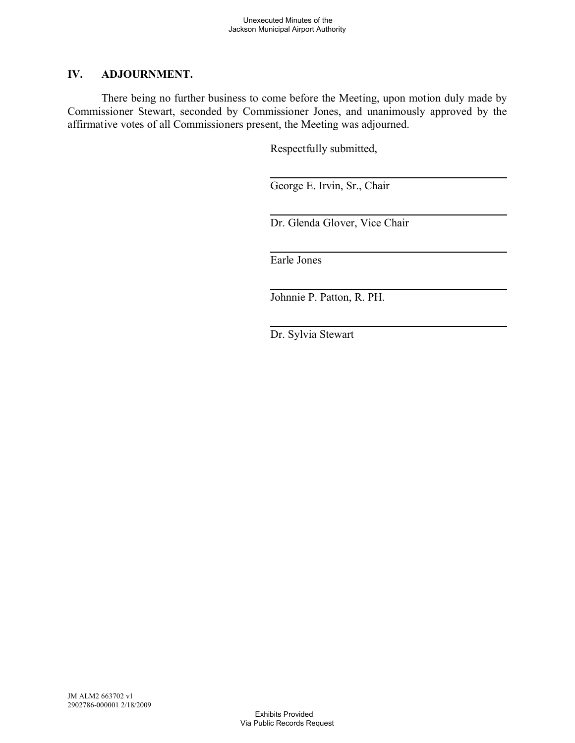## IV. ADJOURNMENT.

There being no further business to come before the Meeting, upon motion duly made by Commissioner Stewart, seconded by Commissioner Jones, and unanimously approved by the affirmative votes of all Commissioners present, the Meeting was adjourned.

Respectfully submitted,

\_\_\_\_\_\_\_\_\_\_\_\_\_\_\_\_\_\_\_\_\_\_\_\_\_\_\_\_\_\_\_\_\_\_\_\_\_\_\_\_  
George E. Irvin, Sr., Chair

\_\_\_\_\_\_\_\_\_\_\_\_\_\_\_\_\_\_\_\_\_\_\_\_\_\_\_\_\_\_\_\_\_\_\_\_\_\_\_\_  
Dr. Glenda Glover, Vice Chair

\_\_\_\_\_\_\_\_\_\_\_\_\_\_\_\_\_\_\_\_\_\_\_\_\_\_\_\_\_\_\_\_\_\_\_\_\_\_\_\_  
Earle Jones

\_\_\_\_\_\_\_\_\_\_\_\_\_\_\_\_\_\_\_\_\_\_\_\_\_\_\_\_\_\_\_\_\_\_\_\_\_\_\_\_  
Johnnie P. Patton, R. PH.

\_\_\_\_\_\_\_\_\_\_\_\_\_\_\_\_\_\_\_\_\_\_\_\_\_\_\_\_\_\_\_\_\_\_\_\_\_\_\_\_  
Dr. Sylvia Stewart

JM ALM2 663702 v1  
2902786-000001 2/18/2009